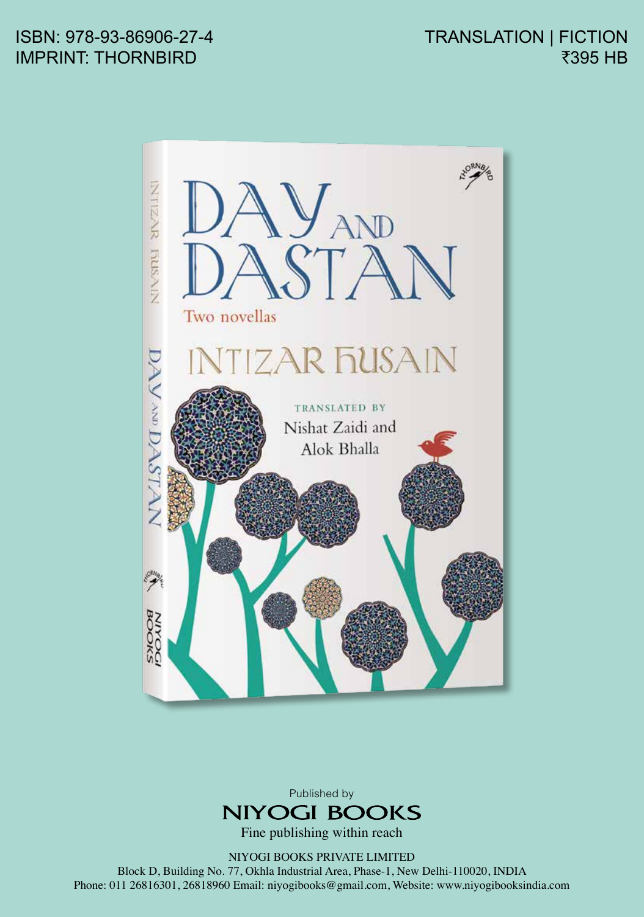ISBN: 978-93-86906-27-4
IMPRINT: THORNBIRD

TRANSLATION | FICTION
₹395 HB

# DAY AND DASTAN

Two novellas

## INTIZAR HUSAIN

TRANSLATED BY
Nishat Zaidi and
Alok Bhalla

Published by
**NIYOGI BOOKS**
Fine publishing within reach

NIYOGI BOOKS PRIVATE LIMITED
Block D, Building No. 77, Okhla Industrial Area, Phase-1, New Delhi-110020, INDIA
Phone: 011 26816301, 26818960 Email: niyogibooks@gmail.com, Website: www.niyogibooksindia.com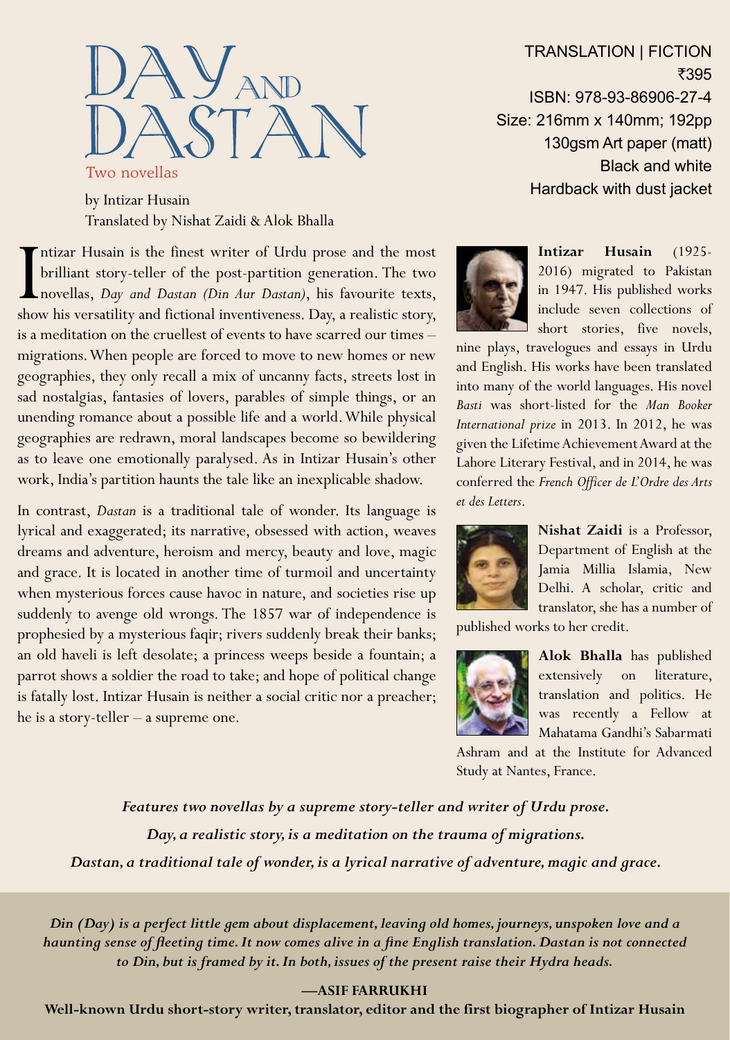# DAY AND DASTAN

Two novellas

by Intizar Husain
Translated by Nishat Zaidi & Alok Bhalla

TRANSLATION | FICTION
₹395
ISBN: 978-93-86906-27-4
Size: 216mm x 140mm; 192pp
130gsm Art paper (matt)
Black and white
Hardback with dust jacket

Intizar Husain is the finest writer of Urdu prose and the most brilliant story-teller of the post-partition generation. The two novellas, *Day and Dastan (Din Aur Dastan)*, his favourite texts, show his versatility and fictional inventiveness. Day, a realistic story, is a meditation on the cruellest of events to have scarred our times – migrations. When people are forced to move to new homes or new geographies, they only recall a mix of uncanny facts, streets lost in sad nostalgias, fantasies of lovers, parables of simple things, or an unending romance about a possible life and a world. While physical geographies are redrawn, moral landscapes become so bewildering as to leave one emotionally paralysed. As in Intizar Husain's other work, India's partition haunts the tale like an inexplicable shadow.

In contrast, *Dastan* is a traditional tale of wonder. Its language is lyrical and exaggerated; its narrative, obsessed with action, weaves dreams and adventure, heroism and mercy, beauty and love, magic and grace. It is located in another time of turmoil and uncertainty when mysterious forces cause havoc in nature, and societies rise up suddenly to avenge old wrongs. The 1857 war of independence is prophesied by a mysterious faqir; rivers suddenly break their banks; an old haveli is left desolate; a princess weeps beside a fountain; a parrot shows a soldier the road to take; and hope of political change is fatally lost. Intizar Husain is neither a social critic nor a preacher; he is a story-teller – a supreme one.

**Intizar Husain** (1925-2016) migrated to Pakistan in 1947. His published works include seven collections of short stories, five novels, nine plays, travelogues and essays in Urdu and English. His works have been translated into many of the world languages. His novel *Basti* was short-listed for the *Man Booker International prize* in 2013. In 2012, he was given the Lifetime Achievement Award at the Lahore Literary Festival, and in 2014, he was conferred the *French Officer de L'Ordre des Arts et des Letters*.

**Nishat Zaidi** is a Professor, Department of English at the Jamia Millia Islamia, New Delhi. A scholar, critic and translator, she has a number of published works to her credit.

**Alok Bhalla** has published extensively on literature, translation and politics. He was recently a Fellow at Mahatama Gandhi's Sabarmati Ashram and at the Institute for Advanced Study at Nantes, France.

***Features two novellas by a supreme story-teller and writer of Urdu prose.***

***Day, a realistic story, is a meditation on the trauma of migrations.***

***Dastan, a traditional tale of wonder, is a lyrical narrative of adventure, magic and grace.***

***Din (Day) is a perfect little gem about displacement, leaving old homes, journeys, unspoken love and a haunting sense of fleeting time. It now comes alive in a fine English translation. Dastan is not connected to Din, but is framed by it. In both, issues of the present raise their Hydra heads.***

**—ASIF FARRUKHI**
**Well-known Urdu short-story writer, translator, editor and the first biographer of Intizar Husain**